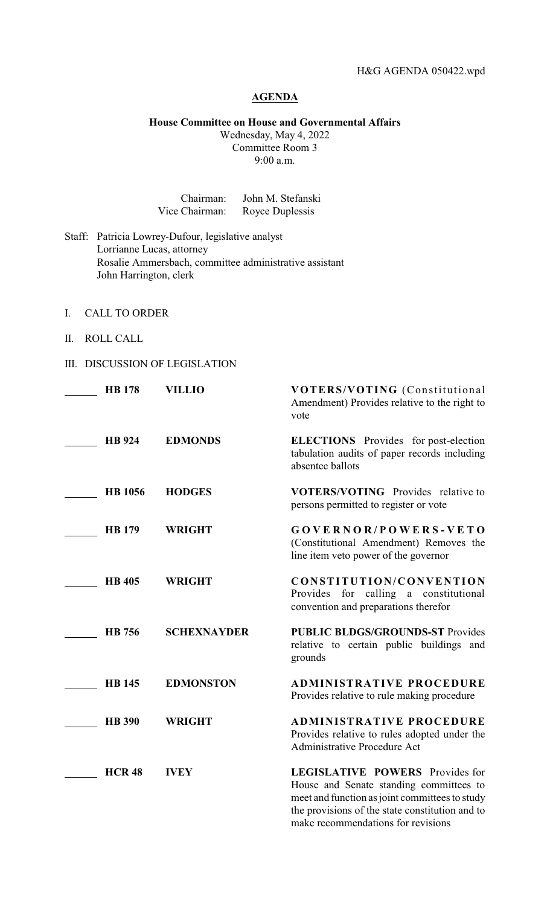H&G AGENDA 050422.wpd

# AGENDA

**House Committee on House and Governmental Affairs**
Wednesday, May 4, 2022
Committee Room 3
9:00 a.m.

Chairman: John M. Stefanski
Vice Chairman: Royce Duplessis

Staff: Patricia Lowrey-Dufour, legislative analyst
Lorrianne Lucas, attorney
Rosalie Ammersbach, committee administrative assistant
John Harrington, clerk

I. CALL TO ORDER

II. ROLL CALL

III. DISCUSSION OF LEGISLATION

| | Bill | Author | Subject |
|---|---|---|---|
| ______ | **HB 178** | **VILLIO** | **VOTERS/VOTING** (Constitutional Amendment) Provides relative to the right to vote |
| ______ | **HB 924** | **EDMONDS** | **ELECTIONS** Provides for post-election tabulation audits of paper records including absentee ballots |
| ______ | **HB 1056** | **HODGES** | **VOTERS/VOTING** Provides relative to persons permitted to register or vote |
| ______ | **HB 179** | **WRIGHT** | **GOVERNOR/POWERS-VETO** (Constitutional Amendment) Removes the line item veto power of the governor |
| ______ | **HB 405** | **WRIGHT** | **CONSTITUTION/CONVENTION** Provides for calling a constitutional convention and preparations therefor |
| ______ | **HB 756** | **SCHEXNAYDER** | **PUBLIC BLDGS/GROUNDS-ST** Provides relative to certain public buildings and grounds |
| ______ | **HB 145** | **EDMONSTON** | **ADMINISTRATIVE PROCEDURE** Provides relative to rule making procedure |
| ______ | **HB 390** | **WRIGHT** | **ADMINISTRATIVE PROCEDURE** Provides relative to rules adopted under the Administrative Procedure Act |
| ______ | **HCR 48** | **IVEY** | **LEGISLATIVE POWERS** Provides for House and Senate standing committees to meet and function as joint committees to study the provisions of the state constitution and to make recommendations for revisions |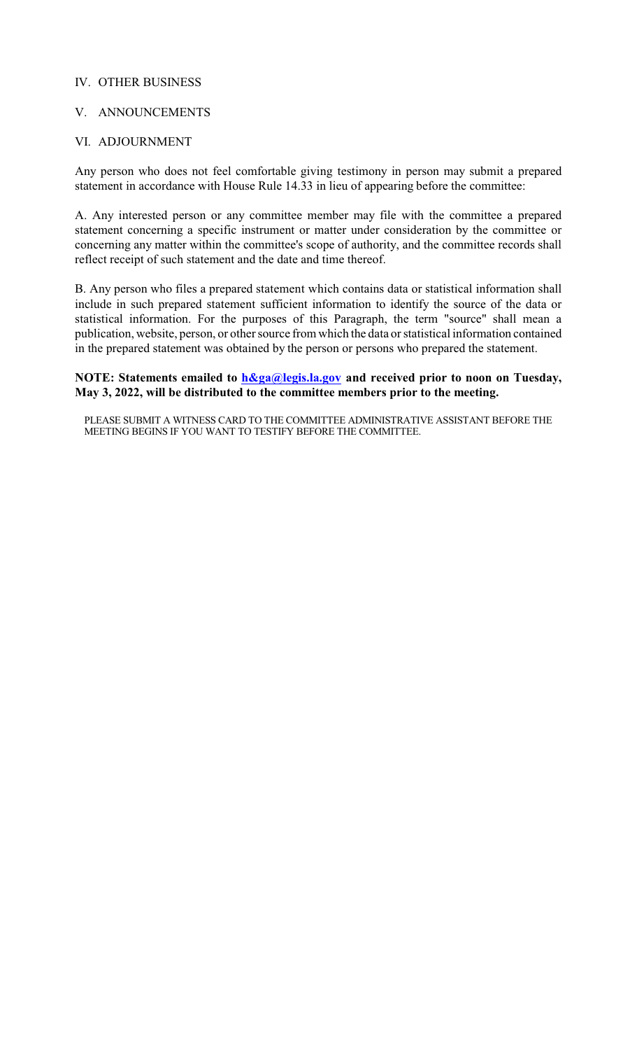IV. OTHER BUSINESS

V. ANNOUNCEMENTS

VI. ADJOURNMENT

Any person who does not feel comfortable giving testimony in person may submit a prepared statement in accordance with House Rule 14.33 in lieu of appearing before the committee:

A. Any interested person or any committee member may file with the committee a prepared statement concerning a specific instrument or matter under consideration by the committee or concerning any matter within the committee's scope of authority, and the committee records shall reflect receipt of such statement and the date and time thereof.

B. Any person who files a prepared statement which contains data or statistical information shall include in such prepared statement sufficient information to identify the source of the data or statistical information. For the purposes of this Paragraph, the term "source" shall mean a publication, website, person, or other source from which the data or statistical information contained in the prepared statement was obtained by the person or persons who prepared the statement.

**NOTE: Statements emailed to h&ga@legis.la.gov and received prior to noon on Tuesday, May 3, 2022, will be distributed to the committee members prior to the meeting.**

PLEASE SUBMIT A WITNESS CARD TO THE COMMITTEE ADMINISTRATIVE ASSISTANT BEFORE THE MEETING BEGINS IF YOU WANT TO TESTIFY BEFORE THE COMMITTEE.